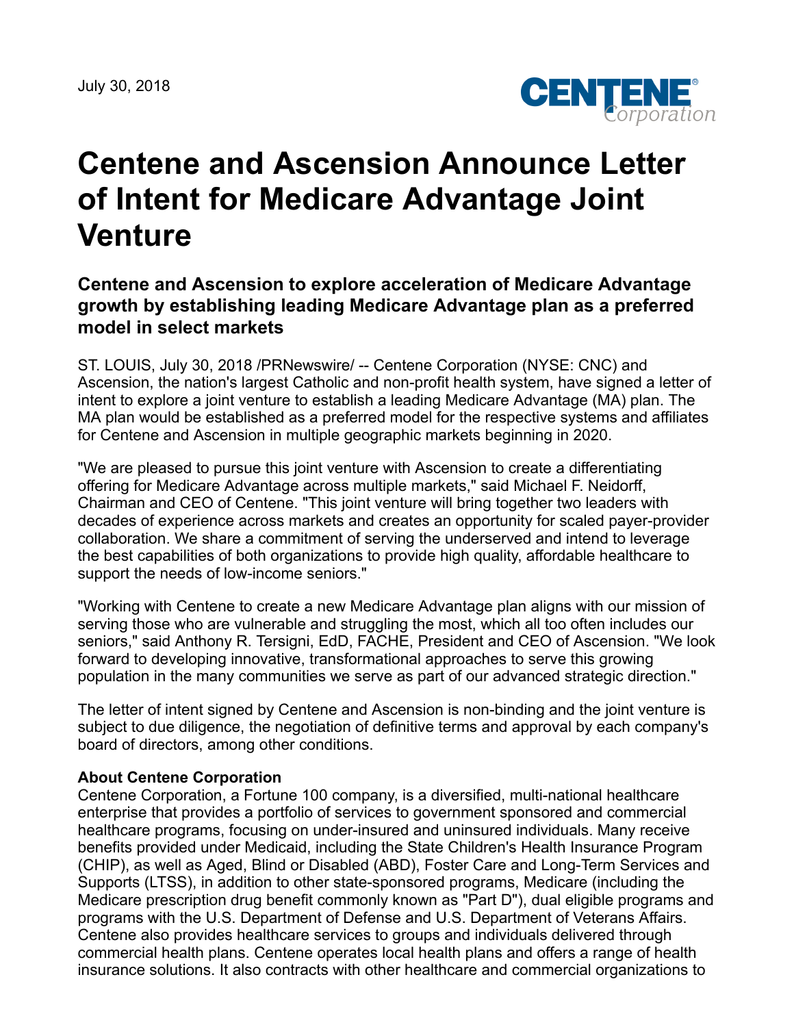July 30, 2018

# Centene and Ascension Announce Letter of Intent for Medicare Advantage Joint Venture

## Centene and Ascension to explore acceleration of Medicare Advantage growth by establishing leading Medicare Advantage plan as a preferred model in select markets

ST. LOUIS, July 30, 2018 /PRNewswire/ -- Centene Corporation (NYSE: CNC) and Ascension, the nation's largest Catholic and non-profit health system, have signed a letter of intent to explore a joint venture to establish a leading Medicare Advantage (MA) plan. The MA plan would be established as a preferred model for the respective systems and affiliates for Centene and Ascension in multiple geographic markets beginning in 2020.

"We are pleased to pursue this joint venture with Ascension to create a differentiating offering for Medicare Advantage across multiple markets," said Michael F. Neidorff, Chairman and CEO of Centene. "This joint venture will bring together two leaders with decades of experience across markets and creates an opportunity for scaled payer-provider collaboration. We share a commitment of serving the underserved and intend to leverage the best capabilities of both organizations to provide high quality, affordable healthcare to support the needs of low-income seniors."

"Working with Centene to create a new Medicare Advantage plan aligns with our mission of serving those who are vulnerable and struggling the most, which all too often includes our seniors," said Anthony R. Tersigni, EdD, FACHE, President and CEO of Ascension. "We look forward to developing innovative, transformational approaches to serve this growing population in the many communities we serve as part of our advanced strategic direction."

The letter of intent signed by Centene and Ascension is non-binding and the joint venture is subject to due diligence, the negotiation of definitive terms and approval by each company's board of directors, among other conditions.

**About Centene Corporation**

Centene Corporation, a Fortune 100 company, is a diversified, multi-national healthcare enterprise that provides a portfolio of services to government sponsored and commercial healthcare programs, focusing on under-insured and uninsured individuals. Many receive benefits provided under Medicaid, including the State Children's Health Insurance Program (CHIP), as well as Aged, Blind or Disabled (ABD), Foster Care and Long-Term Services and Supports (LTSS), in addition to other state-sponsored programs, Medicare (including the Medicare prescription drug benefit commonly known as "Part D"), dual eligible programs and programs with the U.S. Department of Defense and U.S. Department of Veterans Affairs. Centene also provides healthcare services to groups and individuals delivered through commercial health plans. Centene operates local health plans and offers a range of health insurance solutions. It also contracts with other healthcare and commercial organizations to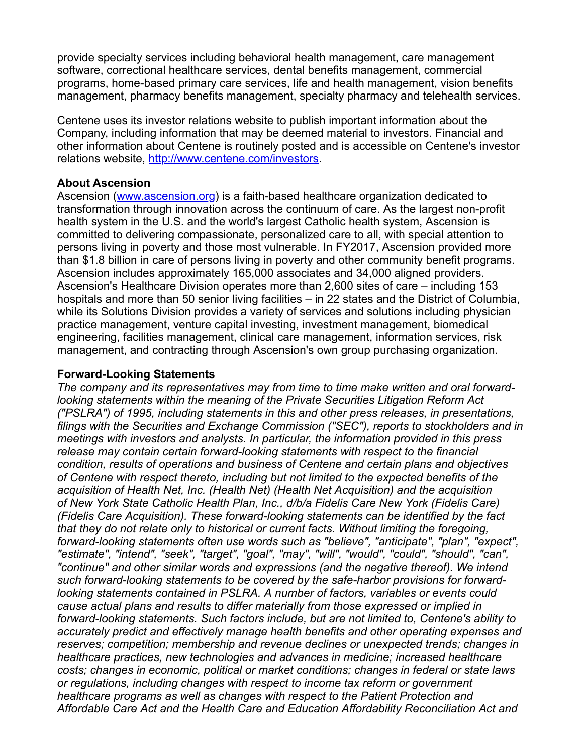provide specialty services including behavioral health management, care management software, correctional healthcare services, dental benefits management, commercial programs, home-based primary care services, life and health management, vision benefits management, pharmacy benefits management, specialty pharmacy and telehealth services.

Centene uses its investor relations website to publish important information about the Company, including information that may be deemed material to investors. Financial and other information about Centene is routinely posted and is accessible on Centene's investor relations website, [http://www.centene.com/investors](http://www.centene.com/investors).

**About Ascension**

Ascension ([www.ascension.org](www.ascension.org)) is a faith-based healthcare organization dedicated to transformation through innovation across the continuum of care. As the largest non-profit health system in the U.S. and the world's largest Catholic health system, Ascension is committed to delivering compassionate, personalized care to all, with special attention to persons living in poverty and those most vulnerable. In FY2017, Ascension provided more than $1.8 billion in care of persons living in poverty and other community benefit programs. Ascension includes approximately 165,000 associates and 34,000 aligned providers. Ascension's Healthcare Division operates more than 2,600 sites of care – including 153 hospitals and more than 50 senior living facilities – in 22 states and the District of Columbia, while its Solutions Division provides a variety of services and solutions including physician practice management, venture capital investing, investment management, biomedical engineering, facilities management, clinical care management, information services, risk management, and contracting through Ascension's own group purchasing organization.

**Forward-Looking Statements**

*The company and its representatives may from time to time make written and oral forward-looking statements within the meaning of the Private Securities Litigation Reform Act ("PSLRA") of 1995, including statements in this and other press releases, in presentations, filings with the Securities and Exchange Commission ("SEC"), reports to stockholders and in meetings with investors and analysts. In particular, the information provided in this press release may contain certain forward-looking statements with respect to the financial condition, results of operations and business of Centene and certain plans and objectives of Centene with respect thereto, including but not limited to the expected benefits of the acquisition of Health Net, Inc. (Health Net) (Health Net Acquisition) and the acquisition of New York State Catholic Health Plan, Inc., d/b/a Fidelis Care New York (Fidelis Care) (Fidelis Care Acquisition). These forward-looking statements can be identified by the fact that they do not relate only to historical or current facts. Without limiting the foregoing, forward-looking statements often use words such as "believe", "anticipate", "plan", "expect", "estimate", "intend", "seek", "target", "goal", "may", "will", "would", "could", "should", "can", "continue" and other similar words and expressions (and the negative thereof). We intend such forward-looking statements to be covered by the safe-harbor provisions for forward-looking statements contained in PSLRA. A number of factors, variables or events could cause actual plans and results to differ materially from those expressed or implied in forward-looking statements. Such factors include, but are not limited to, Centene's ability to accurately predict and effectively manage health benefits and other operating expenses and reserves; competition; membership and revenue declines or unexpected trends; changes in healthcare practices, new technologies and advances in medicine; increased healthcare costs; changes in economic, political or market conditions; changes in federal or state laws or regulations, including changes with respect to income tax reform or government healthcare programs as well as changes with respect to the Patient Protection and Affordable Care Act and the Health Care and Education Affordability Reconciliation Act and*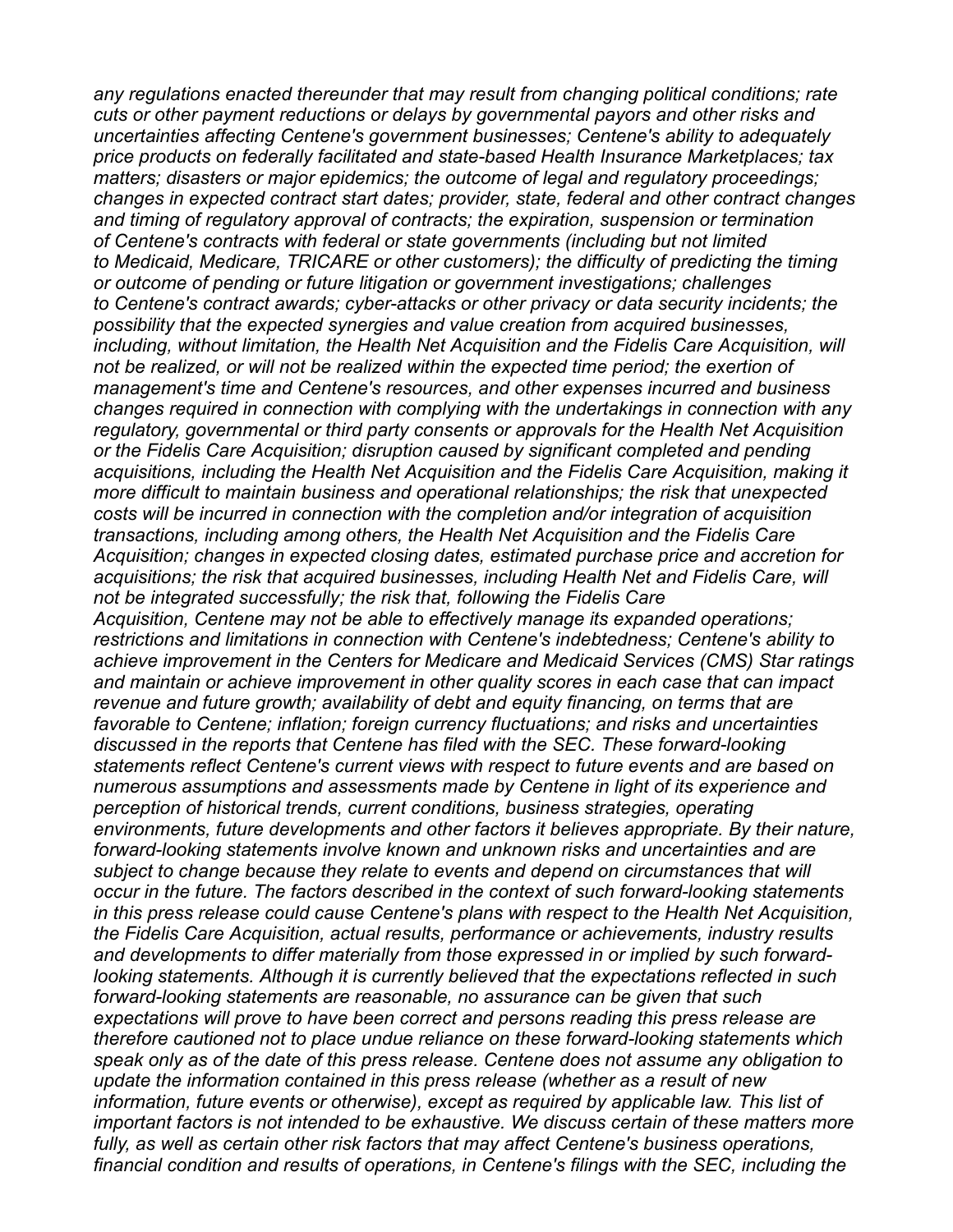*any regulations enacted thereunder that may result from changing political conditions; rate cuts or other payment reductions or delays by governmental payors and other risks and uncertainties affecting Centene's government businesses; Centene's ability to adequately price products on federally facilitated and state-based Health Insurance Marketplaces; tax matters; disasters or major epidemics; the outcome of legal and regulatory proceedings; changes in expected contract start dates; provider, state, federal and other contract changes and timing of regulatory approval of contracts; the expiration, suspension or termination of Centene's contracts with federal or state governments (including but not limited to Medicaid, Medicare, TRICARE or other customers); the difficulty of predicting the timing or outcome of pending or future litigation or government investigations; challenges to Centene's contract awards; cyber-attacks or other privacy or data security incidents; the possibility that the expected synergies and value creation from acquired businesses, including, without limitation, the Health Net Acquisition and the Fidelis Care Acquisition, will not be realized, or will not be realized within the expected time period; the exertion of management's time and Centene's resources, and other expenses incurred and business changes required in connection with complying with the undertakings in connection with any regulatory, governmental or third party consents or approvals for the Health Net Acquisition or the Fidelis Care Acquisition; disruption caused by significant completed and pending acquisitions, including the Health Net Acquisition and the Fidelis Care Acquisition, making it more difficult to maintain business and operational relationships; the risk that unexpected costs will be incurred in connection with the completion and/or integration of acquisition transactions, including among others, the Health Net Acquisition and the Fidelis Care Acquisition; changes in expected closing dates, estimated purchase price and accretion for acquisitions; the risk that acquired businesses, including Health Net and Fidelis Care, will not be integrated successfully; the risk that, following the Fidelis Care Acquisition, Centene may not be able to effectively manage its expanded operations; restrictions and limitations in connection with Centene's indebtedness; Centene's ability to achieve improvement in the Centers for Medicare and Medicaid Services (CMS) Star ratings and maintain or achieve improvement in other quality scores in each case that can impact revenue and future growth; availability of debt and equity financing, on terms that are favorable to Centene; inflation; foreign currency fluctuations; and risks and uncertainties discussed in the reports that Centene has filed with the SEC. These forward-looking statements reflect Centene's current views with respect to future events and are based on numerous assumptions and assessments made by Centene in light of its experience and perception of historical trends, current conditions, business strategies, operating environments, future developments and other factors it believes appropriate. By their nature, forward-looking statements involve known and unknown risks and uncertainties and are subject to change because they relate to events and depend on circumstances that will occur in the future. The factors described in the context of such forward-looking statements in this press release could cause Centene's plans with respect to the Health Net Acquisition, the Fidelis Care Acquisition, actual results, performance or achievements, industry results and developments to differ materially from those expressed in or implied by such forward-looking statements. Although it is currently believed that the expectations reflected in such forward-looking statements are reasonable, no assurance can be given that such expectations will prove to have been correct and persons reading this press release are therefore cautioned not to place undue reliance on these forward-looking statements which speak only as of the date of this press release. Centene does not assume any obligation to update the information contained in this press release (whether as a result of new information, future events or otherwise), except as required by applicable law. This list of important factors is not intended to be exhaustive. We discuss certain of these matters more fully, as well as certain other risk factors that may affect Centene's business operations, financial condition and results of operations, in Centene's filings with the SEC, including the*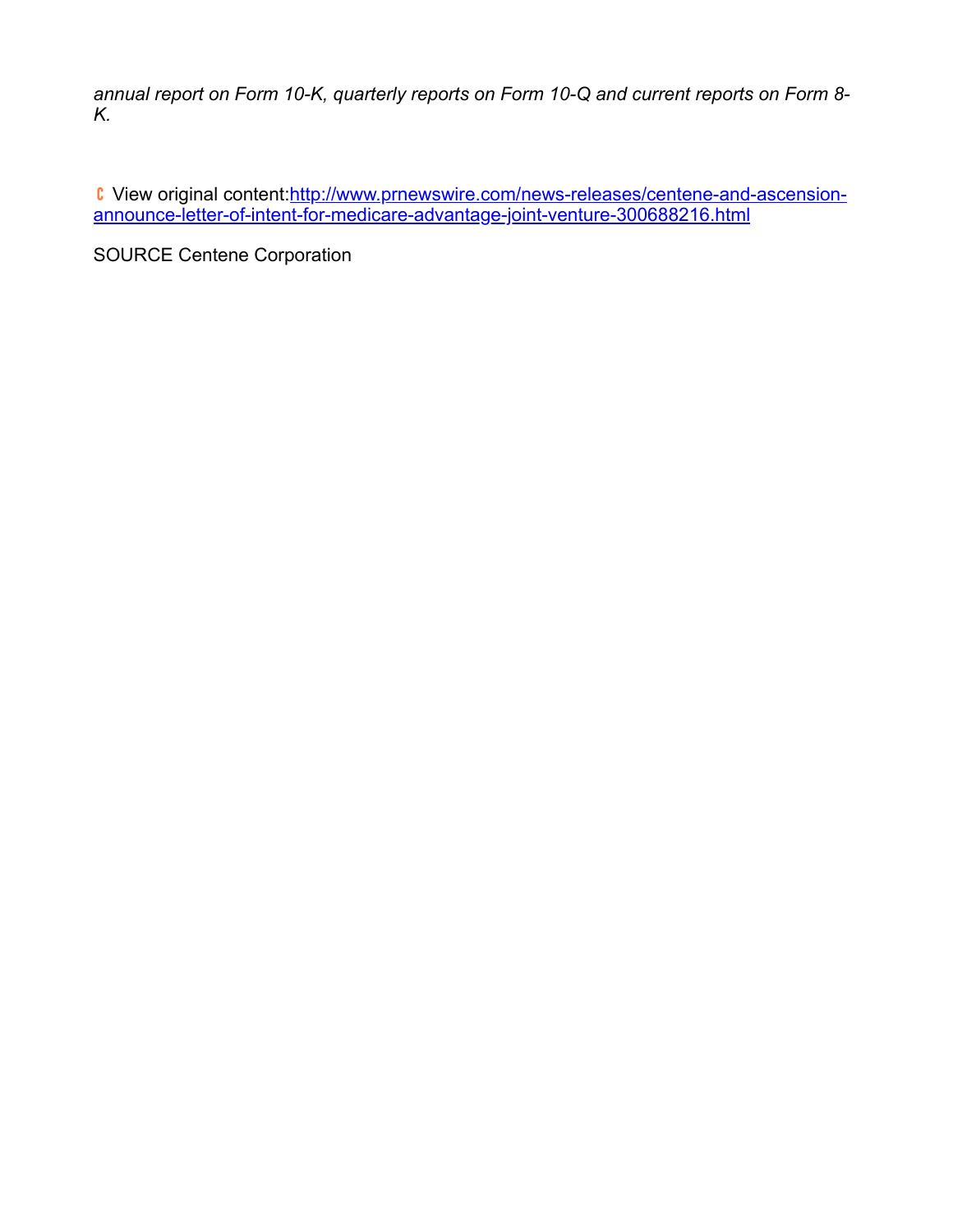*annual report on Form 10-K, quarterly reports on Form 10-Q and current reports on Form 8-K.*

View original content:[http://www.prnewswire.com/news-releases/centene-and-ascension-announce-letter-of-intent-for-medicare-advantage-joint-venture-300688216.html](http://www.prnewswire.com/news-releases/centene-and-ascension-announce-letter-of-intent-for-medicare-advantage-joint-venture-300688216.html)

SOURCE Centene Corporation